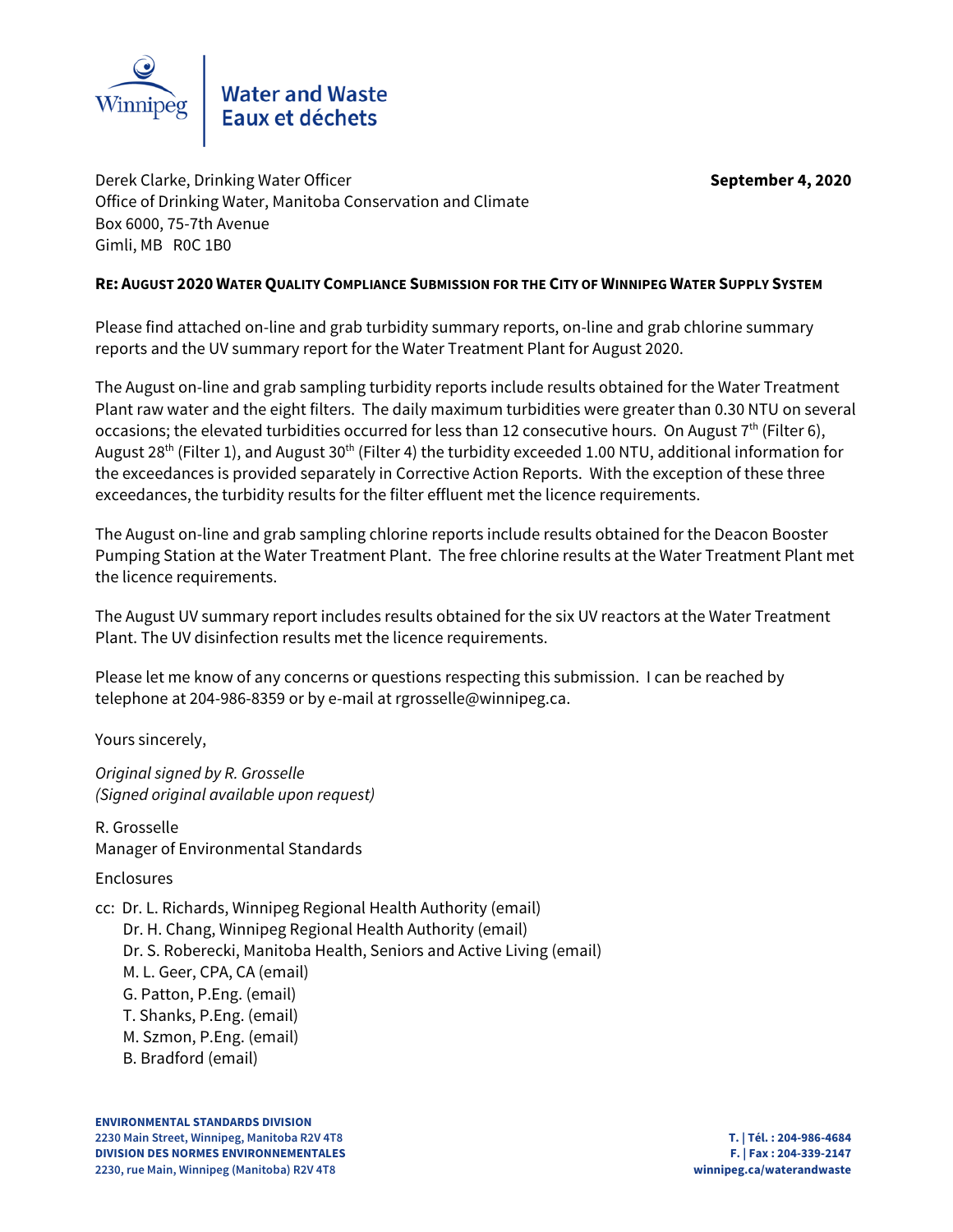Winnipeg | Water and Waste
Eaux et déchets

Derek Clarke, Drinking Water Officer
Office of Drinking Water, Manitoba Conservation and Climate
Box 6000, 75-7th Avenue
Gimli, MB R0C 1B0

**September 4, 2020**

**RE: AUGUST 2020 WATER QUALITY COMPLIANCE SUBMISSION FOR THE CITY OF WINNIPEG WATER SUPPLY SYSTEM**

Please find attached on-line and grab turbidity summary reports, on-line and grab chlorine summary reports and the UV summary report for the Water Treatment Plant for August 2020.

The August on-line and grab sampling turbidity reports include results obtained for the Water Treatment Plant raw water and the eight filters. The daily maximum turbidities were greater than 0.30 NTU on several occasions; the elevated turbidities occurred for less than 12 consecutive hours. On August 7th (Filter 6), August 28th (Filter 1), and August 30th (Filter 4) the turbidity exceeded 1.00 NTU, additional information for the exceedances is provided separately in Corrective Action Reports. With the exception of these three exceedances, the turbidity results for the filter effluent met the licence requirements.

The August on-line and grab sampling chlorine reports include results obtained for the Deacon Booster Pumping Station at the Water Treatment Plant. The free chlorine results at the Water Treatment Plant met the licence requirements.

The August UV summary report includes results obtained for the six UV reactors at the Water Treatment Plant. The UV disinfection results met the licence requirements.

Please let me know of any concerns or questions respecting this submission. I can be reached by telephone at 204-986-8359 or by e-mail at rgrosselle@winnipeg.ca.

Yours sincerely,

*Original signed by R. Grosselle*
*(Signed original available upon request)*

R. Grosselle
Manager of Environmental Standards

Enclosures

cc: Dr. L. Richards, Winnipeg Regional Health Authority (email)
Dr. H. Chang, Winnipeg Regional Health Authority (email)
Dr. S. Roberecki, Manitoba Health, Seniors and Active Living (email)
M. L. Geer, CPA, CA (email)
G. Patton, P.Eng. (email)
T. Shanks, P.Eng. (email)
M. Szmon, P.Eng. (email)
B. Bradford (email)

**ENVIRONMENTAL STANDARDS DIVISION**
**2230 Main Street, Winnipeg, Manitoba R2V 4T8**
**DIVISION DES NORMES ENVIRONNEMENTALES**
**2230, rue Main, Winnipeg (Manitoba) R2V 4T8**

**T. | Tél. : 204-986-4684**
**F. | Fax : 204-339-2147**
**winnipeg.ca/waterandwaste**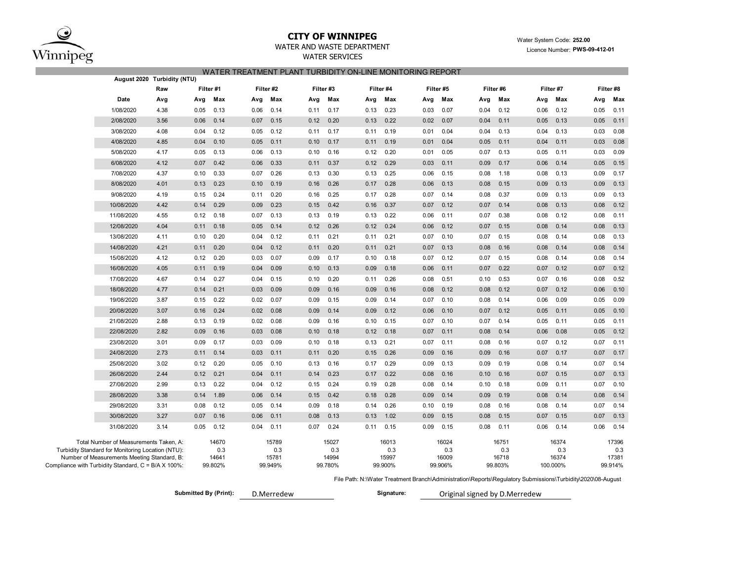# CITY OF WINNIPEG

WATER AND WASTE DEPARTMENT

WATER SERVICES

Water System Code: **252.00**

Licence Number: **PWS-09-412-01**

## WATER TREATMENT PLANT TURBIDITY ON-LINE MONITORING REPORT

**August 2020 Turbidity (NTU)**

| | Raw | Filter #1 | | Filter #2 | | Filter #3 | | Filter #4 | | Filter #5 | | Filter #6 | | Filter #7 | | Filter #8 | |
|---|---|---|---|---|---|---|---|---|---|---|---|---|---|---|---|---|---|
| **Date** | **Avg** | **Avg** | **Max** | **Avg** | **Max** | **Avg** | **Max** | **Avg** | **Max** | **Avg** | **Max** | **Avg** | **Max** | **Avg** | **Max** | **Avg** | **Max** |
| 1/08/2020 | 4.38 | 0.05 | 0.13 | 0.06 | 0.14 | 0.11 | 0.17 | 0.13 | 0.23 | 0.03 | 0.07 | 0.04 | 0.12 | 0.06 | 0.12 | 0.05 | 0.11 |
| 2/08/2020 | 3.56 | 0.06 | 0.14 | 0.07 | 0.15 | 0.12 | 0.20 | 0.13 | 0.22 | 0.02 | 0.07 | 0.04 | 0.11 | 0.05 | 0.13 | 0.05 | 0.11 |
| 3/08/2020 | 4.08 | 0.04 | 0.12 | 0.05 | 0.12 | 0.11 | 0.17 | 0.11 | 0.19 | 0.01 | 0.04 | 0.04 | 0.13 | 0.04 | 0.13 | 0.03 | 0.08 |
| 4/08/2020 | 4.85 | 0.04 | 0.10 | 0.05 | 0.11 | 0.10 | 0.17 | 0.11 | 0.19 | 0.01 | 0.04 | 0.05 | 0.11 | 0.04 | 0.11 | 0.03 | 0.08 |
| 5/08/2020 | 4.17 | 0.05 | 0.13 | 0.06 | 0.13 | 0.10 | 0.16 | 0.12 | 0.20 | 0.01 | 0.05 | 0.07 | 0.13 | 0.05 | 0.11 | 0.03 | 0.09 |
| 6/08/2020 | 4.12 | 0.07 | 0.42 | 0.06 | 0.33 | 0.11 | 0.37 | 0.12 | 0.29 | 0.03 | 0.11 | 0.09 | 0.17 | 0.06 | 0.14 | 0.05 | 0.15 |
| 7/08/2020 | 4.37 | 0.10 | 0.33 | 0.07 | 0.26 | 0.13 | 0.30 | 0.13 | 0.25 | 0.06 | 0.15 | 0.08 | 1.18 | 0.08 | 0.13 | 0.09 | 0.17 |
| 8/08/2020 | 4.01 | 0.13 | 0.23 | 0.10 | 0.19 | 0.16 | 0.26 | 0.17 | 0.28 | 0.06 | 0.13 | 0.08 | 0.15 | 0.09 | 0.13 | 0.09 | 0.13 |
| 9/08/2020 | 4.19 | 0.15 | 0.24 | 0.11 | 0.20 | 0.16 | 0.25 | 0.17 | 0.28 | 0.07 | 0.14 | 0.08 | 0.37 | 0.09 | 0.13 | 0.09 | 0.13 |
| 10/08/2020 | 4.42 | 0.14 | 0.29 | 0.09 | 0.23 | 0.15 | 0.42 | 0.16 | 0.37 | 0.07 | 0.12 | 0.07 | 0.14 | 0.08 | 0.13 | 0.08 | 0.12 |
| 11/08/2020 | 4.55 | 0.12 | 0.18 | 0.07 | 0.13 | 0.13 | 0.19 | 0.13 | 0.22 | 0.06 | 0.11 | 0.07 | 0.38 | 0.08 | 0.12 | 0.08 | 0.11 |
| 12/08/2020 | 4.04 | 0.11 | 0.18 | 0.05 | 0.14 | 0.12 | 0.26 | 0.12 | 0.24 | 0.06 | 0.12 | 0.07 | 0.15 | 0.08 | 0.14 | 0.08 | 0.13 |
| 13/08/2020 | 4.11 | 0.10 | 0.20 | 0.04 | 0.12 | 0.11 | 0.21 | 0.11 | 0.21 | 0.07 | 0.10 | 0.07 | 0.15 | 0.08 | 0.14 | 0.08 | 0.13 |
| 14/08/2020 | 4.21 | 0.11 | 0.20 | 0.04 | 0.12 | 0.11 | 0.20 | 0.11 | 0.21 | 0.07 | 0.13 | 0.08 | 0.16 | 0.08 | 0.14 | 0.08 | 0.14 |
| 15/08/2020 | 4.12 | 0.12 | 0.20 | 0.03 | 0.07 | 0.09 | 0.17 | 0.10 | 0.18 | 0.07 | 0.12 | 0.07 | 0.15 | 0.08 | 0.14 | 0.08 | 0.14 |
| 16/08/2020 | 4.05 | 0.11 | 0.19 | 0.04 | 0.09 | 0.10 | 0.13 | 0.09 | 0.18 | 0.06 | 0.11 | 0.07 | 0.22 | 0.07 | 0.12 | 0.07 | 0.12 |
| 17/08/2020 | 4.67 | 0.14 | 0.27 | 0.04 | 0.15 | 0.10 | 0.20 | 0.11 | 0.26 | 0.08 | 0.51 | 0.10 | 0.53 | 0.07 | 0.16 | 0.08 | 0.52 |
| 18/08/2020 | 4.77 | 0.14 | 0.21 | 0.03 | 0.09 | 0.09 | 0.16 | 0.09 | 0.16 | 0.08 | 0.12 | 0.08 | 0.12 | 0.07 | 0.12 | 0.06 | 0.10 |
| 19/08/2020 | 3.87 | 0.15 | 0.22 | 0.02 | 0.07 | 0.09 | 0.15 | 0.09 | 0.14 | 0.07 | 0.10 | 0.08 | 0.14 | 0.06 | 0.09 | 0.05 | 0.09 |
| 20/08/2020 | 3.07 | 0.16 | 0.24 | 0.02 | 0.08 | 0.09 | 0.14 | 0.09 | 0.12 | 0.06 | 0.10 | 0.07 | 0.12 | 0.05 | 0.11 | 0.05 | 0.10 |
| 21/08/2020 | 2.88 | 0.13 | 0.19 | 0.02 | 0.08 | 0.09 | 0.16 | 0.10 | 0.15 | 0.07 | 0.10 | 0.07 | 0.14 | 0.05 | 0.11 | 0.05 | 0.11 |
| 22/08/2020 | 2.82 | 0.09 | 0.16 | 0.03 | 0.08 | 0.10 | 0.18 | 0.12 | 0.18 | 0.07 | 0.11 | 0.08 | 0.14 | 0.06 | 0.08 | 0.05 | 0.12 |
| 23/08/2020 | 3.01 | 0.09 | 0.17 | 0.03 | 0.09 | 0.10 | 0.18 | 0.13 | 0.21 | 0.07 | 0.11 | 0.08 | 0.16 | 0.07 | 0.12 | 0.07 | 0.11 |
| 24/08/2020 | 2.73 | 0.11 | 0.14 | 0.03 | 0.11 | 0.11 | 0.20 | 0.15 | 0.26 | 0.09 | 0.16 | 0.09 | 0.16 | 0.07 | 0.17 | 0.07 | 0.17 |
| 25/08/2020 | 3.02 | 0.12 | 0.20 | 0.05 | 0.10 | 0.13 | 0.16 | 0.17 | 0.29 | 0.09 | 0.13 | 0.09 | 0.19 | 0.08 | 0.14 | 0.07 | 0.14 |
| 26/08/2020 | 2.44 | 0.12 | 0.21 | 0.04 | 0.11 | 0.14 | 0.23 | 0.17 | 0.22 | 0.08 | 0.16 | 0.10 | 0.16 | 0.07 | 0.15 | 0.07 | 0.13 |
| 27/08/2020 | 2.99 | 0.13 | 0.22 | 0.04 | 0.12 | 0.15 | 0.24 | 0.19 | 0.28 | 0.08 | 0.14 | 0.10 | 0.18 | 0.09 | 0.11 | 0.07 | 0.10 |
| 28/08/2020 | 3.38 | 0.14 | 1.89 | 0.06 | 0.14 | 0.15 | 0.42 | 0.18 | 0.28 | 0.09 | 0.14 | 0.09 | 0.19 | 0.08 | 0.14 | 0.08 | 0.14 |
| 29/08/2020 | 3.31 | 0.08 | 0.12 | 0.05 | 0.14 | 0.09 | 0.18 | 0.14 | 0.26 | 0.10 | 0.19 | 0.08 | 0.16 | 0.08 | 0.14 | 0.07 | 0.14 |
| 30/08/2020 | 3.27 | 0.07 | 0.16 | 0.06 | 0.11 | 0.08 | 0.13 | 0.13 | 1.02 | 0.09 | 0.15 | 0.08 | 0.15 | 0.07 | 0.15 | 0.07 | 0.13 |
| 31/08/2020 | 3.14 | 0.05 | 0.12 | 0.04 | 0.11 | 0.07 | 0.24 | 0.11 | 0.15 | 0.09 | 0.15 | 0.08 | 0.11 | 0.06 | 0.14 | 0.06 | 0.14 |

| | Filter #1 | Filter #2 | Filter #3 | Filter #4 | Filter #5 | Filter #6 | Filter #7 | Filter #8 |
|---|---|---|---|---|---|---|---|---|
| Total Number of Measurements Taken, A: | 14670 | 15789 | 15027 | 16013 | 16024 | 16751 | 16374 | 17396 |
| Turbidity Standard for Monitoring Location (NTU): | 0.3 | 0.3 | 0.3 | 0.3 | 0.3 | 0.3 | 0.3 | 0.3 |
| Number of Measurements Meeting Standard, B: | 14641 | 15781 | 14994 | 15997 | 16009 | 16718 | 16374 | 17381 |
| Compliance with Turbidity Standard, C = B/A X 100%: | 99.802% | 99.949% | 99.780% | 99.900% | 99.906% | 99.803% | 100.000% | 99.914% |

File Path: N:\Water Treatment Branch\Administration\Reports\Regulatory Submissions\Turbidity\2020\08-August

**Submitted By (Print):** D.Merredew **Signature:** Original signed by D.Merredew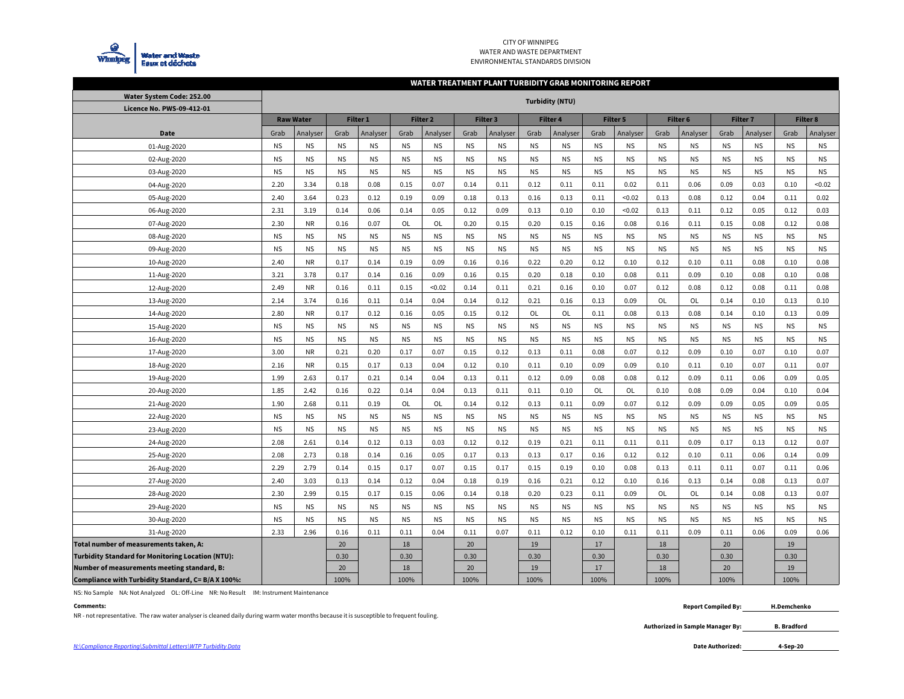CITY OF WINNIPEG
WATER AND WASTE DEPARTMENT
ENVIRONMENTAL STANDARDS DIVISION

## WATER TREATMENT PLANT TURBIDITY GRAB MONITORING REPORT

| Water System Code: 252.00 / Licence No. PWS-09-412-01 | Turbidity (NTU) | | | | | | | | | | | | | | | | | |
|---|---|---|---|---|---|---|---|---|---|---|---|---|---|---|---|---|---|---|
| | Raw Water | | Filter 1 | | Filter 2 | | Filter 3 | | Filter 4 | | Filter 5 | | Filter 6 | | Filter 7 | | Filter 8 | |
| Date | Grab | Analyser | Grab | Analyser | Grab | Analyser | Grab | Analyser | Grab | Analyser | Grab | Analyser | Grab | Analyser | Grab | Analyser | Grab | Analyser |
| 01-Aug-2020 | NS | NS | NS | NS | NS | NS | NS | NS | NS | NS | NS | NS | NS | NS | NS | NS | NS | NS |
| 02-Aug-2020 | NS | NS | NS | NS | NS | NS | NS | NS | NS | NS | NS | NS | NS | NS | NS | NS | NS | NS |
| 03-Aug-2020 | NS | NS | NS | NS | NS | NS | NS | NS | NS | NS | NS | NS | NS | NS | NS | NS | NS | NS |
| 04-Aug-2020 | 2.20 | 3.34 | 0.18 | 0.08 | 0.15 | 0.07 | 0.14 | 0.11 | 0.12 | 0.11 | 0.11 | 0.02 | 0.11 | 0.06 | 0.09 | 0.03 | 0.10 | <0.02 |
| 05-Aug-2020 | 2.40 | 3.64 | 0.23 | 0.12 | 0.19 | 0.09 | 0.18 | 0.13 | 0.16 | 0.13 | 0.11 | <0.02 | 0.13 | 0.08 | 0.12 | 0.04 | 0.11 | 0.02 |
| 06-Aug-2020 | 2.31 | 3.19 | 0.14 | 0.06 | 0.14 | 0.05 | 0.12 | 0.09 | 0.13 | 0.10 | 0.10 | <0.02 | 0.13 | 0.11 | 0.12 | 0.05 | 0.12 | 0.03 |
| 07-Aug-2020 | 2.30 | NR | 0.16 | 0.07 | OL | OL | 0.20 | 0.15 | 0.20 | 0.15 | 0.16 | 0.08 | 0.16 | 0.11 | 0.15 | 0.08 | 0.12 | 0.08 |
| 08-Aug-2020 | NS | NS | NS | NS | NS | NS | NS | NS | NS | NS | NS | NS | NS | NS | NS | NS | NS | NS |
| 09-Aug-2020 | NS | NS | NS | NS | NS | NS | NS | NS | NS | NS | NS | NS | NS | NS | NS | NS | NS | NS |
| 10-Aug-2020 | 2.40 | NR | 0.17 | 0.14 | 0.19 | 0.09 | 0.16 | 0.16 | 0.22 | 0.20 | 0.12 | 0.10 | 0.12 | 0.10 | 0.11 | 0.08 | 0.10 | 0.08 |
| 11-Aug-2020 | 3.21 | 3.78 | 0.17 | 0.14 | 0.16 | 0.09 | 0.16 | 0.15 | 0.20 | 0.18 | 0.10 | 0.08 | 0.11 | 0.09 | 0.10 | 0.08 | 0.10 | 0.08 |
| 12-Aug-2020 | 2.49 | NR | 0.16 | 0.11 | 0.15 | <0.02 | 0.14 | 0.11 | 0.21 | 0.16 | 0.10 | 0.07 | 0.12 | 0.08 | 0.12 | 0.08 | 0.11 | 0.08 |
| 13-Aug-2020 | 2.14 | 3.74 | 0.16 | 0.11 | 0.14 | 0.04 | 0.14 | 0.12 | 0.21 | 0.16 | 0.13 | 0.09 | OL | OL | 0.14 | 0.10 | 0.13 | 0.10 |
| 14-Aug-2020 | 2.80 | NR | 0.17 | 0.12 | 0.16 | 0.05 | 0.15 | 0.12 | OL | OL | 0.11 | 0.08 | 0.13 | 0.08 | 0.14 | 0.10 | 0.13 | 0.09 |
| 15-Aug-2020 | NS | NS | NS | NS | NS | NS | NS | NS | NS | NS | NS | NS | NS | NS | NS | NS | NS | NS |
| 16-Aug-2020 | NS | NS | NS | NS | NS | NS | NS | NS | NS | NS | NS | NS | NS | NS | NS | NS | NS | NS |
| 17-Aug-2020 | 3.00 | NR | 0.21 | 0.20 | 0.17 | 0.07 | 0.15 | 0.12 | 0.13 | 0.11 | 0.08 | 0.07 | 0.12 | 0.09 | 0.10 | 0.07 | 0.10 | 0.07 |
| 18-Aug-2020 | 2.16 | NR | 0.15 | 0.17 | 0.13 | 0.04 | 0.12 | 0.10 | 0.11 | 0.10 | 0.09 | 0.09 | 0.10 | 0.11 | 0.10 | 0.07 | 0.11 | 0.07 |
| 19-Aug-2020 | 1.99 | 2.63 | 0.17 | 0.21 | 0.14 | 0.04 | 0.13 | 0.11 | 0.12 | 0.09 | 0.08 | 0.08 | 0.12 | 0.09 | 0.11 | 0.06 | 0.09 | 0.05 |
| 20-Aug-2020 | 1.85 | 2.42 | 0.16 | 0.22 | 0.14 | 0.04 | 0.13 | 0.11 | 0.11 | 0.10 | OL | OL | 0.10 | 0.08 | 0.09 | 0.04 | 0.10 | 0.04 |
| 21-Aug-2020 | 1.90 | 2.68 | 0.11 | 0.19 | OL | OL | 0.14 | 0.12 | 0.13 | 0.11 | 0.09 | 0.07 | 0.12 | 0.09 | 0.09 | 0.05 | 0.09 | 0.05 |
| 22-Aug-2020 | NS | NS | NS | NS | NS | NS | NS | NS | NS | NS | NS | NS | NS | NS | NS | NS | NS | NS |
| 23-Aug-2020 | NS | NS | NS | NS | NS | NS | NS | NS | NS | NS | NS | NS | NS | NS | NS | NS | NS | NS |
| 24-Aug-2020 | 2.08 | 2.61 | 0.14 | 0.12 | 0.13 | 0.03 | 0.12 | 0.12 | 0.19 | 0.21 | 0.11 | 0.11 | 0.11 | 0.09 | 0.17 | 0.13 | 0.12 | 0.07 |
| 25-Aug-2020 | 2.08 | 2.73 | 0.18 | 0.14 | 0.16 | 0.05 | 0.17 | 0.13 | 0.13 | 0.17 | 0.16 | 0.12 | 0.12 | 0.10 | 0.11 | 0.06 | 0.14 | 0.09 |
| 26-Aug-2020 | 2.29 | 2.79 | 0.14 | 0.15 | 0.17 | 0.07 | 0.15 | 0.17 | 0.15 | 0.19 | 0.10 | 0.08 | 0.13 | 0.11 | 0.11 | 0.07 | 0.11 | 0.06 |
| 27-Aug-2020 | 2.40 | 3.03 | 0.13 | 0.14 | 0.12 | 0.04 | 0.18 | 0.19 | 0.16 | 0.21 | 0.12 | 0.10 | 0.16 | 0.13 | 0.14 | 0.08 | 0.13 | 0.07 |
| 28-Aug-2020 | 2.30 | 2.99 | 0.15 | 0.17 | 0.15 | 0.06 | 0.14 | 0.18 | 0.20 | 0.23 | 0.11 | 0.09 | OL | OL | 0.14 | 0.08 | 0.13 | 0.07 |
| 29-Aug-2020 | NS | NS | NS | NS | NS | NS | NS | NS | NS | NS | NS | NS | NS | NS | NS | NS | NS | NS |
| 30-Aug-2020 | NS | NS | NS | NS | NS | NS | NS | NS | NS | NS | NS | NS | NS | NS | NS | NS | NS | NS |
| 31-Aug-2020 | 2.33 | 2.96 | 0.16 | 0.11 | 0.11 | 0.04 | 0.11 | 0.07 | 0.11 | 0.12 | 0.10 | 0.11 | 0.11 | 0.09 | 0.11 | 0.06 | 0.09 | 0.06 |
| **Total number of measurements taken, A:** | | | 20 | | 18 | | 20 | | 19 | | 17 | | 18 | | 20 | | 19 | |
| **Turbidity Standard for Monitoring Location (NTU):** | | | 0.30 | | 0.30 | | 0.30 | | 0.30 | | 0.30 | | 0.30 | | 0.30 | | 0.30 | |
| **Number of measurements meeting standard, B:** | | | 20 | | 18 | | 20 | | 19 | | 17 | | 18 | | 20 | | 19 | |
| **Compliance with Turbidity Standard, C= B/A X 100%:** | | | 100% | | 100% | | 100% | | 100% | | 100% | | 100% | | 100% | | 100% | |

NS: No Sample NA: Not Analyzed OL: Off-Line NR: No Result IM: Instrument Maintenance

**Comments:**

NR - not representative. The raw water analyser is cleaned daily during warm water months because it is susceptible to frequent fouling.

**Report Compiled By:** H.Demchenko

**Authorized in Sample Manager By:** B. Bradford

**Date Authorized:** 4-Sep-20

*N:\Compliance Reporting\Submittal Letters\WTP Turbidity Data*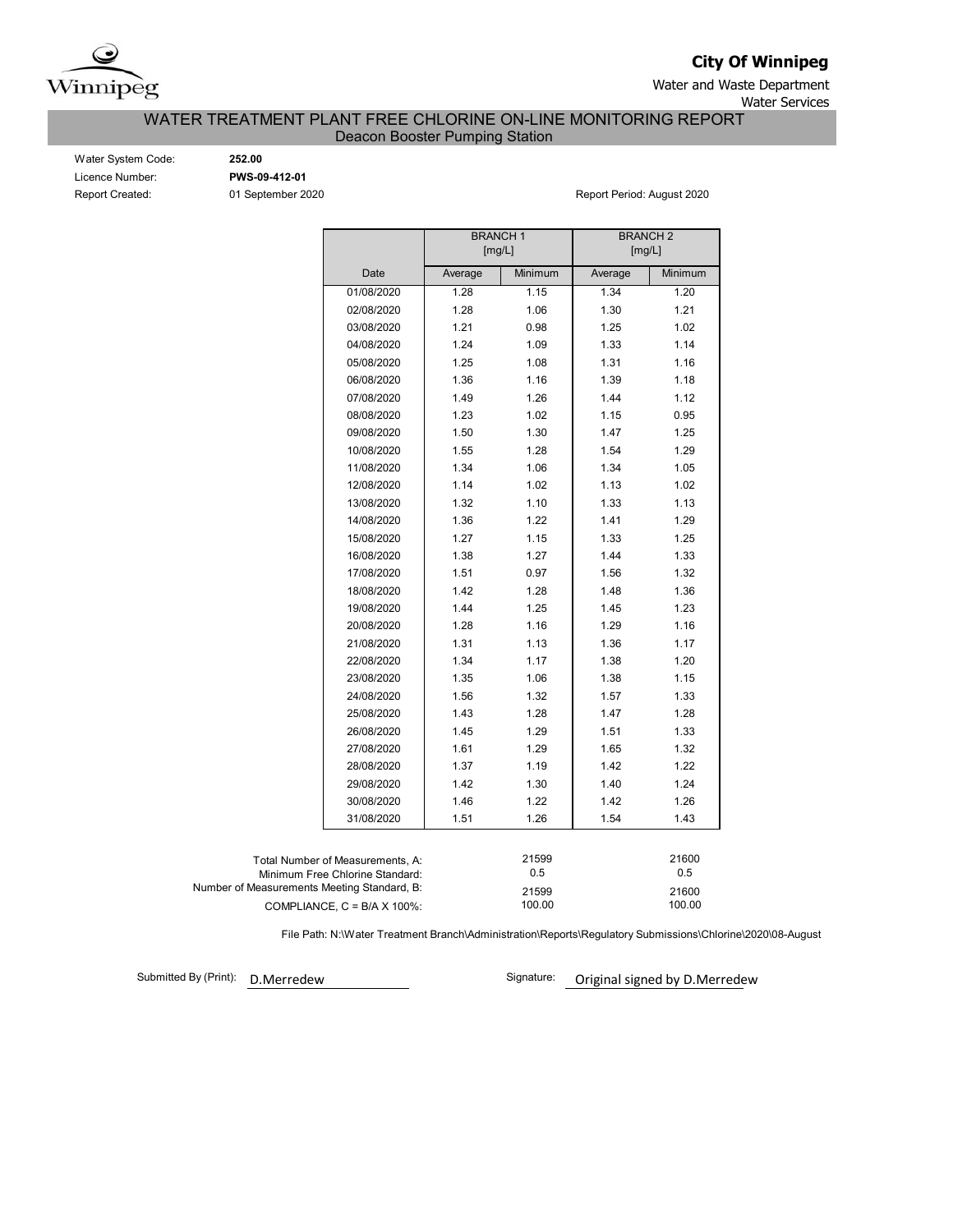**City Of Winnipeg**

Water and Waste Department

Water Services

# WATER TREATMENT PLANT FREE CHLORINE ON-LINE MONITORING REPORT

## Deacon Booster Pumping Station

Water System Code: **252.00**

Licence Number: **PWS-09-412-01**

Report Created: 01 September 2020

Report Period: August 2020

| | BRANCH 1 [mg/L] | | BRANCH 2 [mg/L] | |
|---|---|---|---|---|
| Date | Average | Minimum | Average | Minimum |
| 01/08/2020 | 1.28 | 1.15 | 1.34 | 1.20 |
| 02/08/2020 | 1.28 | 1.06 | 1.30 | 1.21 |
| 03/08/2020 | 1.21 | 0.98 | 1.25 | 1.02 |
| 04/08/2020 | 1.24 | 1.09 | 1.33 | 1.14 |
| 05/08/2020 | 1.25 | 1.08 | 1.31 | 1.16 |
| 06/08/2020 | 1.36 | 1.16 | 1.39 | 1.18 |
| 07/08/2020 | 1.49 | 1.26 | 1.44 | 1.12 |
| 08/08/2020 | 1.23 | 1.02 | 1.15 | 0.95 |
| 09/08/2020 | 1.50 | 1.30 | 1.47 | 1.25 |
| 10/08/2020 | 1.55 | 1.28 | 1.54 | 1.29 |
| 11/08/2020 | 1.34 | 1.06 | 1.34 | 1.05 |
| 12/08/2020 | 1.14 | 1.02 | 1.13 | 1.02 |
| 13/08/2020 | 1.32 | 1.10 | 1.33 | 1.13 |
| 14/08/2020 | 1.36 | 1.22 | 1.41 | 1.29 |
| 15/08/2020 | 1.27 | 1.15 | 1.33 | 1.25 |
| 16/08/2020 | 1.38 | 1.27 | 1.44 | 1.33 |
| 17/08/2020 | 1.51 | 0.97 | 1.56 | 1.32 |
| 18/08/2020 | 1.42 | 1.28 | 1.48 | 1.36 |
| 19/08/2020 | 1.44 | 1.25 | 1.45 | 1.23 |
| 20/08/2020 | 1.28 | 1.16 | 1.29 | 1.16 |
| 21/08/2020 | 1.31 | 1.13 | 1.36 | 1.17 |
| 22/08/2020 | 1.34 | 1.17 | 1.38 | 1.20 |
| 23/08/2020 | 1.35 | 1.06 | 1.38 | 1.15 |
| 24/08/2020 | 1.56 | 1.32 | 1.57 | 1.33 |
| 25/08/2020 | 1.43 | 1.28 | 1.47 | 1.28 |
| 26/08/2020 | 1.45 | 1.29 | 1.51 | 1.33 |
| 27/08/2020 | 1.61 | 1.29 | 1.65 | 1.32 |
| 28/08/2020 | 1.37 | 1.19 | 1.42 | 1.22 |
| 29/08/2020 | 1.42 | 1.30 | 1.40 | 1.24 |
| 30/08/2020 | 1.46 | 1.22 | 1.42 | 1.26 |
| 31/08/2020 | 1.51 | 1.26 | 1.54 | 1.43 |

| | BRANCH 1 | BRANCH 2 |
|---|---|---|
| Total Number of Measurements, A: | 21599 | 21600 |
| Minimum Free Chlorine Standard: | 0.5 | 0.5 |
| Number of Measurements Meeting Standard, B: | 21599 | 21600 |
| COMPLIANCE, C = B/A X 100%: | 100.00 | 100.00 |

File Path: N:\Water Treatment Branch\Administration\Reports\Regulatory Submissions\Chlorine\2020\08-August

Submitted By (Print): D.Merredew

Signature: Original signed by D.Merredew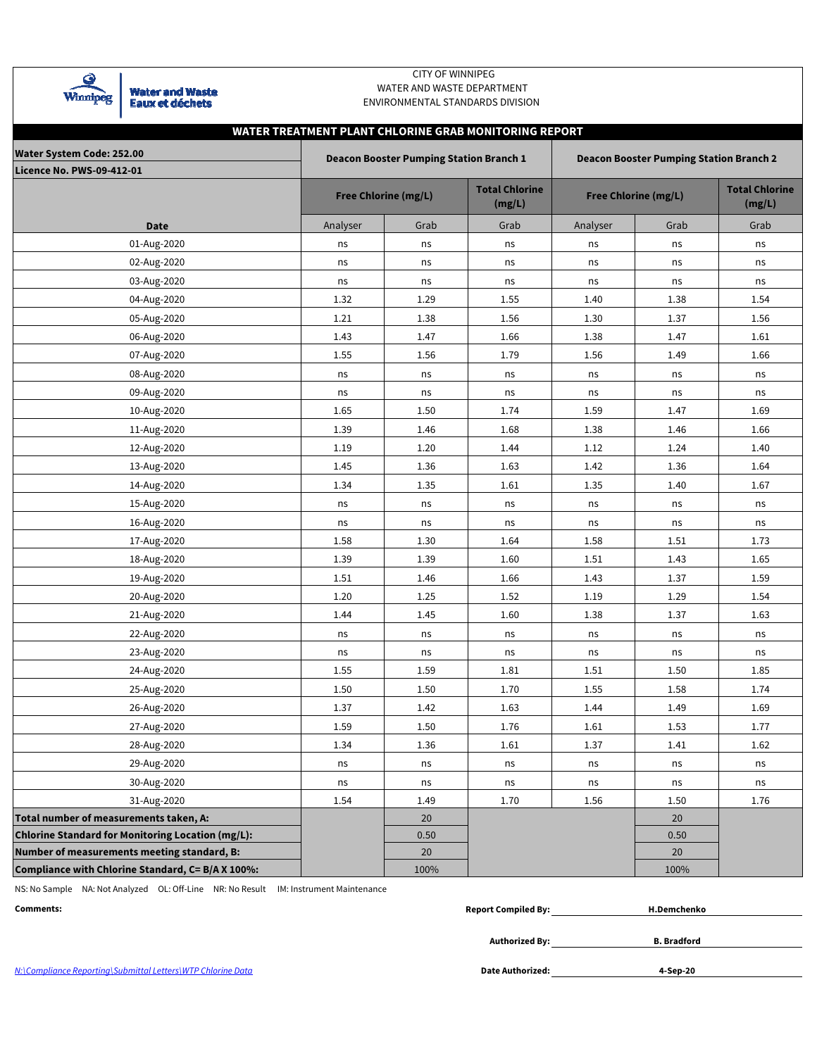CITY OF WINNIPEG
WATER AND WASTE DEPARTMENT
ENVIRONMENTAL STANDARDS DIVISION

Water and Waste
Eaux et déchets

## WATER TREATMENT PLANT CHLORINE GRAB MONITORING REPORT

**Water System Code: 252.00**
**Licence No. PWS-09-412-01**

| | **Deacon Booster Pumping Station Branch 1** | | | **Deacon Booster Pumping Station Branch 2** | | |
|---|---|---|---|---|---|---|
| | **Free Chlorine (mg/L)** | | **Total Chlorine (mg/L)** | **Free Chlorine (mg/L)** | | **Total Chlorine (mg/L)** |
| **Date** | Analyser | Grab | Grab | Analyser | Grab | Grab |
| 01-Aug-2020 | ns | ns | ns | ns | ns | ns |
| 02-Aug-2020 | ns | ns | ns | ns | ns | ns |
| 03-Aug-2020 | ns | ns | ns | ns | ns | ns |
| 04-Aug-2020 | 1.32 | 1.29 | 1.55 | 1.40 | 1.38 | 1.54 |
| 05-Aug-2020 | 1.21 | 1.38 | 1.56 | 1.30 | 1.37 | 1.56 |
| 06-Aug-2020 | 1.43 | 1.47 | 1.66 | 1.38 | 1.47 | 1.61 |
| 07-Aug-2020 | 1.55 | 1.56 | 1.79 | 1.56 | 1.49 | 1.66 |
| 08-Aug-2020 | ns | ns | ns | ns | ns | ns |
| 09-Aug-2020 | ns | ns | ns | ns | ns | ns |
| 10-Aug-2020 | 1.65 | 1.50 | 1.74 | 1.59 | 1.47 | 1.69 |
| 11-Aug-2020 | 1.39 | 1.46 | 1.68 | 1.38 | 1.46 | 1.66 |
| 12-Aug-2020 | 1.19 | 1.20 | 1.44 | 1.12 | 1.24 | 1.40 |
| 13-Aug-2020 | 1.45 | 1.36 | 1.63 | 1.42 | 1.36 | 1.64 |
| 14-Aug-2020 | 1.34 | 1.35 | 1.61 | 1.35 | 1.40 | 1.67 |
| 15-Aug-2020 | ns | ns | ns | ns | ns | ns |
| 16-Aug-2020 | ns | ns | ns | ns | ns | ns |
| 17-Aug-2020 | 1.58 | 1.30 | 1.64 | 1.58 | 1.51 | 1.73 |
| 18-Aug-2020 | 1.39 | 1.39 | 1.60 | 1.51 | 1.43 | 1.65 |
| 19-Aug-2020 | 1.51 | 1.46 | 1.66 | 1.43 | 1.37 | 1.59 |
| 20-Aug-2020 | 1.20 | 1.25 | 1.52 | 1.19 | 1.29 | 1.54 |
| 21-Aug-2020 | 1.44 | 1.45 | 1.60 | 1.38 | 1.37 | 1.63 |
| 22-Aug-2020 | ns | ns | ns | ns | ns | ns |
| 23-Aug-2020 | ns | ns | ns | ns | ns | ns |
| 24-Aug-2020 | 1.55 | 1.59 | 1.81 | 1.51 | 1.50 | 1.85 |
| 25-Aug-2020 | 1.50 | 1.50 | 1.70 | 1.55 | 1.58 | 1.74 |
| 26-Aug-2020 | 1.37 | 1.42 | 1.63 | 1.44 | 1.49 | 1.69 |
| 27-Aug-2020 | 1.59 | 1.50 | 1.76 | 1.61 | 1.53 | 1.77 |
| 28-Aug-2020 | 1.34 | 1.36 | 1.61 | 1.37 | 1.41 | 1.62 |
| 29-Aug-2020 | ns | ns | ns | ns | ns | ns |
| 30-Aug-2020 | ns | ns | ns | ns | ns | ns |
| 31-Aug-2020 | 1.54 | 1.49 | 1.70 | 1.56 | 1.50 | 1.76 |
| **Total number of measurements taken, A:** | | 20 | | | 20 | |
| **Chlorine Standard for Monitoring Location (mg/L):** | | 0.50 | | | 0.50 | |
| **Number of measurements meeting standard, B:** | | 20 | | | 20 | |
| **Compliance with Chlorine Standard, C= B/A X 100%:** | | 100% | | | 100% | |

NS: No Sample NA: Not Analyzed OL: Off-Line NR: No Result IM: Instrument Maintenance

**Comments:**

**Report Compiled By:** **H.Demchenko**

**Authorized By:** **B. Bradford**

**Date Authorized:** **4-Sep-20**

*N:\Compliance Reporting\Submittal Letters\WTP Chlorine Data*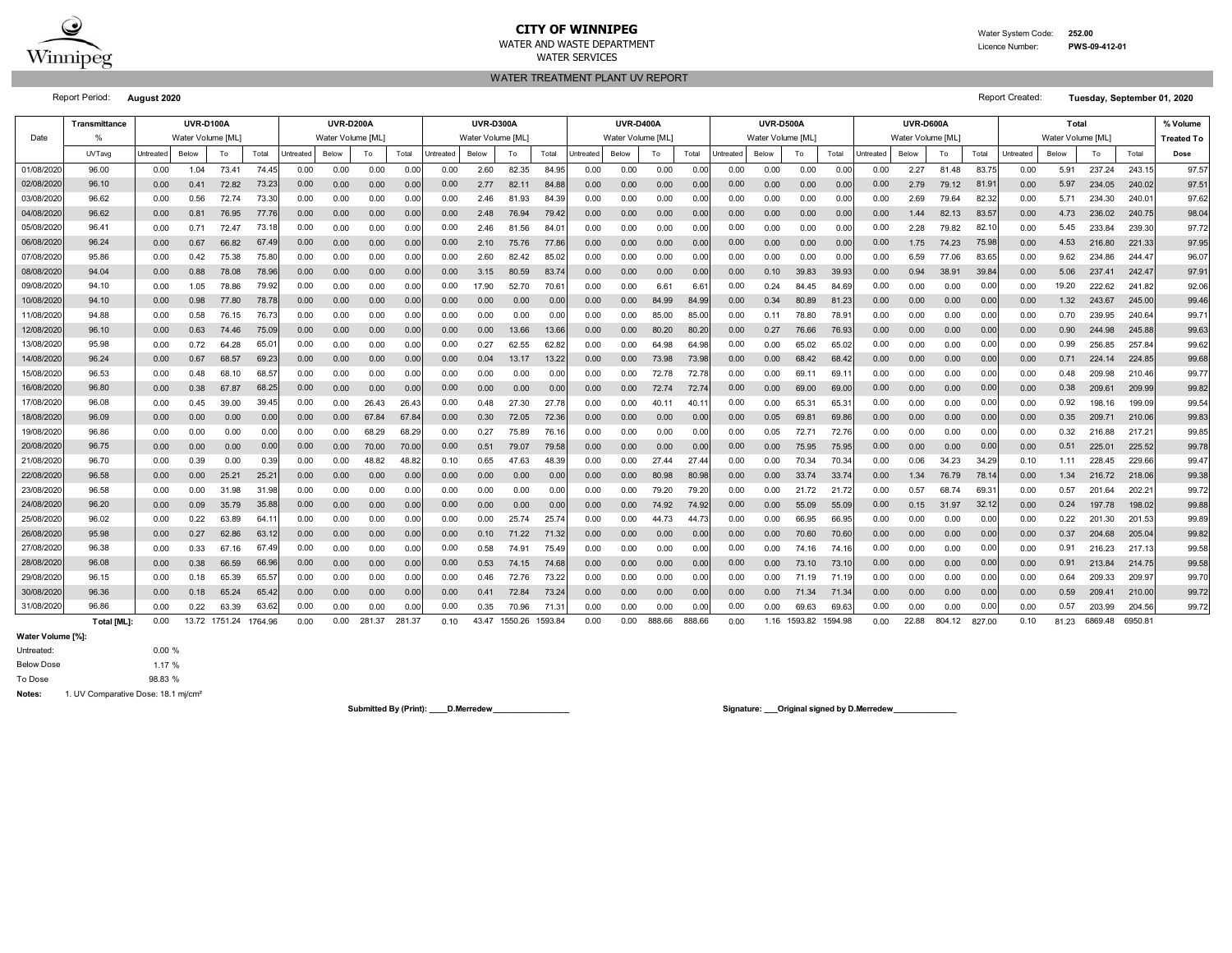Winnipeg

# CITY OF WINNIPEG

WATER AND WASTE DEPARTMENT

WATER SERVICES

Water System Code: **252.00**

Licence Number: **PWS-09-412-01**

## WATER TREATMENT PLANT UV REPORT

Report Period: **August 2020**

Report Created: **Tuesday, September 01, 2020**

| Date | Transmittance | UVR-D100A | | | | UVR-D200A | | | | UVR-D300A | | | | UVR-D400A | | | | UVR-D500A | | | | UVR-D600A | | | | Total | | | | % Volume |
|---|---|---|---|---|---|---|---|---|---|---|---|---|---|---|---|---|---|---|---|---|---|---|---|---|---|---|---|---|---|---|
| | % | Water Volume [ML] | | | | Water Volume [ML] | | | | Water Volume [ML] | | | | Water Volume [ML] | | | | Water Volume [ML] | | | | Water Volume [ML] | | | | Water Volume [ML] | | | | Treated To |
| | UVTavg | Untreated | Below | To | Total | Untreated | Below | To | Total | Untreated | Below | To | Total | Untreated | Below | To | Total | Untreated | Below | To | Total | Untreated | Below | To | Total | Untreated | Below | To | Total | Dose |
| 01/08/2020 | 96.00 | 0.00 | 1.04 | 73.41 | 74.45 | 0.00 | 0.00 | 0.00 | 0.00 | 0.00 | 2.60 | 82.35 | 84.95 | 0.00 | 0.00 | 0.00 | 0.00 | 0.00 | 0.00 | 0.00 | 0.00 | 0.00 | 2.27 | 81.48 | 83.75 | 0.00 | 5.91 | 237.24 | 243.15 | 97.57 |
| 02/08/2020 | 96.10 | 0.00 | 0.41 | 72.82 | 73.23 | 0.00 | 0.00 | 0.00 | 0.00 | 0.00 | 2.77 | 82.11 | 84.88 | 0.00 | 0.00 | 0.00 | 0.00 | 0.00 | 0.00 | 0.00 | 0.00 | 0.00 | 2.79 | 79.12 | 81.91 | 0.00 | 5.97 | 234.05 | 240.02 | 97.51 |
| 03/08/2020 | 96.62 | 0.00 | 0.56 | 72.74 | 73.30 | 0.00 | 0.00 | 0.00 | 0.00 | 0.00 | 2.46 | 81.93 | 84.39 | 0.00 | 0.00 | 0.00 | 0.00 | 0.00 | 0.00 | 0.00 | 0.00 | 0.00 | 2.69 | 79.64 | 82.32 | 0.00 | 5.71 | 234.30 | 240.01 | 97.62 |
| 04/08/2020 | 96.62 | 0.00 | 0.81 | 76.95 | 77.76 | 0.00 | 0.00 | 0.00 | 0.00 | 0.00 | 2.48 | 76.94 | 79.42 | 0.00 | 0.00 | 0.00 | 0.00 | 0.00 | 0.00 | 0.00 | 0.00 | 0.00 | 1.44 | 82.13 | 83.57 | 0.00 | 4.73 | 236.02 | 240.75 | 98.04 |
| 05/08/2020 | 96.41 | 0.00 | 0.71 | 72.47 | 73.18 | 0.00 | 0.00 | 0.00 | 0.00 | 0.00 | 2.46 | 81.56 | 84.01 | 0.00 | 0.00 | 0.00 | 0.00 | 0.00 | 0.00 | 0.00 | 0.00 | 0.00 | 2.28 | 79.82 | 82.10 | 0.00 | 5.45 | 233.84 | 239.30 | 97.72 |
| 06/08/2020 | 96.24 | 0.00 | 0.67 | 66.82 | 67.49 | 0.00 | 0.00 | 0.00 | 0.00 | 0.00 | 2.10 | 75.76 | 77.86 | 0.00 | 0.00 | 0.00 | 0.00 | 0.00 | 0.00 | 0.00 | 0.00 | 0.00 | 1.75 | 74.23 | 75.98 | 0.00 | 4.53 | 216.80 | 221.33 | 97.95 |
| 07/08/2020 | 95.86 | 0.00 | 0.42 | 75.38 | 75.80 | 0.00 | 0.00 | 0.00 | 0.00 | 0.00 | 2.60 | 82.42 | 85.02 | 0.00 | 0.00 | 0.00 | 0.00 | 0.00 | 0.00 | 0.00 | 0.00 | 0.00 | 6.59 | 77.06 | 83.65 | 0.00 | 9.62 | 234.86 | 244.47 | 96.07 |
| 08/08/2020 | 94.04 | 0.00 | 0.88 | 78.08 | 78.96 | 0.00 | 0.00 | 0.00 | 0.00 | 0.00 | 3.15 | 80.59 | 83.74 | 0.00 | 0.00 | 0.00 | 0.00 | 0.00 | 0.10 | 39.83 | 39.93 | 0.00 | 0.94 | 38.91 | 39.84 | 0.00 | 5.06 | 237.41 | 242.47 | 97.91 |
| 09/08/2020 | 94.10 | 0.00 | 1.05 | 78.86 | 79.92 | 0.00 | 0.00 | 0.00 | 0.00 | 0.00 | 17.90 | 52.70 | 70.61 | 0.00 | 0.00 | 6.61 | 6.61 | 0.00 | 0.24 | 84.45 | 84.69 | 0.00 | 0.00 | 0.00 | 0.00 | 0.00 | 19.20 | 222.62 | 241.82 | 92.06 |
| 10/08/2020 | 94.10 | 0.00 | 0.98 | 77.80 | 78.78 | 0.00 | 0.00 | 0.00 | 0.00 | 0.00 | 0.00 | 0.00 | 0.00 | 0.00 | 0.00 | 84.99 | 84.99 | 0.00 | 0.34 | 80.89 | 81.23 | 0.00 | 0.00 | 0.00 | 0.00 | 0.00 | 1.32 | 243.67 | 245.00 | 99.46 |
| 11/08/2020 | 94.88 | 0.00 | 0.58 | 76.15 | 76.73 | 0.00 | 0.00 | 0.00 | 0.00 | 0.00 | 0.00 | 0.00 | 0.00 | 0.00 | 0.00 | 85.00 | 85.00 | 0.00 | 0.11 | 78.80 | 78.91 | 0.00 | 0.00 | 0.00 | 0.00 | 0.00 | 0.70 | 239.95 | 240.64 | 99.71 |
| 12/08/2020 | 96.10 | 0.00 | 0.63 | 74.46 | 75.09 | 0.00 | 0.00 | 0.00 | 0.00 | 0.00 | 0.00 | 13.66 | 13.66 | 0.00 | 0.00 | 80.20 | 80.20 | 0.00 | 0.27 | 76.66 | 76.93 | 0.00 | 0.00 | 0.00 | 0.00 | 0.00 | 0.90 | 244.98 | 245.88 | 99.63 |
| 13/08/2020 | 95.98 | 0.00 | 0.72 | 64.28 | 65.01 | 0.00 | 0.00 | 0.00 | 0.00 | 0.00 | 0.27 | 62.55 | 62.82 | 0.00 | 0.00 | 64.98 | 64.98 | 0.00 | 0.00 | 65.02 | 65.02 | 0.00 | 0.00 | 0.00 | 0.00 | 0.00 | 0.99 | 256.85 | 257.84 | 99.62 |
| 14/08/2020 | 96.24 | 0.00 | 0.67 | 68.57 | 69.23 | 0.00 | 0.00 | 0.00 | 0.00 | 0.00 | 0.04 | 13.17 | 13.22 | 0.00 | 0.00 | 73.98 | 73.98 | 0.00 | 0.00 | 68.42 | 68.42 | 0.00 | 0.00 | 0.00 | 0.00 | 0.00 | 0.71 | 224.14 | 224.85 | 99.68 |
| 15/08/2020 | 96.53 | 0.00 | 0.48 | 68.10 | 68.57 | 0.00 | 0.00 | 0.00 | 0.00 | 0.00 | 0.00 | 0.00 | 0.00 | 0.00 | 0.00 | 72.78 | 72.78 | 0.00 | 0.00 | 69.11 | 69.11 | 0.00 | 0.00 | 0.00 | 0.00 | 0.00 | 0.48 | 209.98 | 210.46 | 99.77 |
| 16/08/2020 | 96.80 | 0.00 | 0.38 | 67.87 | 68.25 | 0.00 | 0.00 | 0.00 | 0.00 | 0.00 | 0.00 | 0.00 | 0.00 | 0.00 | 0.00 | 72.74 | 72.74 | 0.00 | 0.00 | 69.00 | 69.00 | 0.00 | 0.00 | 0.00 | 0.00 | 0.00 | 0.38 | 209.61 | 209.99 | 99.82 |
| 17/08/2020 | 96.08 | 0.00 | 0.45 | 39.00 | 39.45 | 0.00 | 0.00 | 26.43 | 26.43 | 0.00 | 0.48 | 27.30 | 27.78 | 0.00 | 0.00 | 40.11 | 40.11 | 0.00 | 0.00 | 65.31 | 65.31 | 0.00 | 0.00 | 0.00 | 0.00 | 0.00 | 0.92 | 198.16 | 199.09 | 99.54 |
| 18/08/2020 | 96.09 | 0.00 | 0.00 | 0.00 | 0.00 | 0.00 | 0.00 | 67.84 | 67.84 | 0.00 | 0.30 | 72.05 | 72.36 | 0.00 | 0.00 | 0.00 | 0.00 | 0.00 | 0.05 | 69.81 | 69.86 | 0.00 | 0.00 | 0.00 | 0.00 | 0.00 | 0.35 | 209.71 | 210.06 | 99.83 |
| 19/08/2020 | 96.86 | 0.00 | 0.00 | 0.00 | 0.00 | 0.00 | 0.00 | 68.29 | 68.29 | 0.00 | 0.27 | 75.89 | 76.16 | 0.00 | 0.00 | 0.00 | 0.00 | 0.00 | 0.05 | 72.71 | 72.76 | 0.00 | 0.00 | 0.00 | 0.00 | 0.00 | 0.32 | 216.88 | 217.21 | 99.85 |
| 20/08/2020 | 96.75 | 0.00 | 0.00 | 0.00 | 0.00 | 0.00 | 0.00 | 70.00 | 70.00 | 0.00 | 0.51 | 79.07 | 79.58 | 0.00 | 0.00 | 0.00 | 0.00 | 0.00 | 0.00 | 75.95 | 75.95 | 0.00 | 0.00 | 0.00 | 0.00 | 0.00 | 0.51 | 225.01 | 225.52 | 99.78 |
| 21/08/2020 | 96.70 | 0.00 | 0.39 | 0.00 | 0.39 | 0.00 | 0.00 | 48.82 | 48.82 | 0.10 | 0.65 | 47.63 | 48.39 | 0.00 | 0.00 | 27.44 | 27.44 | 0.00 | 0.00 | 70.34 | 70.34 | 0.00 | 0.06 | 34.23 | 34.29 | 0.10 | 1.11 | 228.45 | 229.66 | 99.47 |
| 22/08/2020 | 96.58 | 0.00 | 0.00 | 25.21 | 25.21 | 0.00 | 0.00 | 0.00 | 0.00 | 0.00 | 0.00 | 0.00 | 0.00 | 0.00 | 0.00 | 80.98 | 80.98 | 0.00 | 0.00 | 33.74 | 33.74 | 0.00 | 1.34 | 76.79 | 78.14 | 0.00 | 1.34 | 216.72 | 218.06 | 99.38 |
| 23/08/2020 | 96.58 | 0.00 | 0.00 | 31.98 | 31.98 | 0.00 | 0.00 | 0.00 | 0.00 | 0.00 | 0.00 | 0.00 | 0.00 | 0.00 | 0.00 | 79.20 | 79.20 | 0.00 | 0.00 | 21.72 | 21.72 | 0.00 | 0.57 | 68.74 | 69.31 | 0.00 | 0.57 | 201.64 | 202.21 | 99.72 |
| 24/08/2020 | 96.20 | 0.00 | 0.09 | 35.79 | 35.88 | 0.00 | 0.00 | 0.00 | 0.00 | 0.00 | 0.00 | 0.00 | 0.00 | 0.00 | 0.00 | 74.92 | 74.92 | 0.00 | 0.00 | 55.09 | 55.09 | 0.00 | 0.15 | 31.97 | 32.12 | 0.00 | 0.24 | 197.78 | 198.02 | 99.88 |
| 25/08/2020 | 96.02 | 0.00 | 0.22 | 63.89 | 64.11 | 0.00 | 0.00 | 0.00 | 0.00 | 0.00 | 0.00 | 25.74 | 25.74 | 0.00 | 0.00 | 44.73 | 44.73 | 0.00 | 0.00 | 66.95 | 66.95 | 0.00 | 0.00 | 0.00 | 0.00 | 0.00 | 0.22 | 201.30 | 201.53 | 99.89 |
| 26/08/2020 | 95.98 | 0.00 | 0.27 | 62.86 | 63.12 | 0.00 | 0.00 | 0.00 | 0.00 | 0.00 | 0.10 | 71.22 | 71.32 | 0.00 | 0.00 | 0.00 | 0.00 | 0.00 | 0.00 | 70.60 | 70.60 | 0.00 | 0.00 | 0.00 | 0.00 | 0.00 | 0.37 | 204.68 | 205.04 | 99.82 |
| 27/08/2020 | 96.38 | 0.00 | 0.33 | 67.16 | 67.49 | 0.00 | 0.00 | 0.00 | 0.00 | 0.00 | 0.58 | 74.91 | 75.49 | 0.00 | 0.00 | 0.00 | 0.00 | 0.00 | 0.00 | 74.16 | 74.16 | 0.00 | 0.00 | 0.00 | 0.00 | 0.00 | 0.91 | 216.23 | 217.13 | 99.58 |
| 28/08/2020 | 96.08 | 0.00 | 0.38 | 66.59 | 66.96 | 0.00 | 0.00 | 0.00 | 0.00 | 0.00 | 0.53 | 74.15 | 74.68 | 0.00 | 0.00 | 0.00 | 0.00 | 0.00 | 0.00 | 73.10 | 73.10 | 0.00 | 0.00 | 0.00 | 0.00 | 0.00 | 0.91 | 213.84 | 214.75 | 99.58 |
| 29/08/2020 | 96.15 | 0.00 | 0.18 | 65.39 | 65.57 | 0.00 | 0.00 | 0.00 | 0.00 | 0.00 | 0.46 | 72.76 | 73.22 | 0.00 | 0.00 | 0.00 | 0.00 | 0.00 | 0.00 | 71.19 | 71.19 | 0.00 | 0.00 | 0.00 | 0.00 | 0.00 | 0.64 | 209.33 | 209.97 | 99.70 |
| 30/08/2020 | 96.36 | 0.00 | 0.18 | 65.24 | 65.42 | 0.00 | 0.00 | 0.00 | 0.00 | 0.00 | 0.41 | 72.84 | 73.24 | 0.00 | 0.00 | 0.00 | 0.00 | 0.00 | 0.00 | 71.34 | 71.34 | 0.00 | 0.00 | 0.00 | 0.00 | 0.00 | 0.59 | 209.41 | 210.00 | 99.72 |
| 31/08/2020 | 96.86 | 0.00 | 0.22 | 63.39 | 63.62 | 0.00 | 0.00 | 0.00 | 0.00 | 0.00 | 0.35 | 70.96 | 71.31 | 0.00 | 0.00 | 0.00 | 0.00 | 0.00 | 0.00 | 69.63 | 69.63 | 0.00 | 0.00 | 0.00 | 0.00 | 0.00 | 0.57 | 203.99 | 204.56 | 99.72 |
| Total [ML]: | | 0.00 | 13.72 | 1751.24 | 1764.96 | 0.00 | 0.00 | 281.37 | 281.37 | 0.10 | 43.47 | 1550.26 | 1593.84 | 0.00 | 0.00 | 888.66 | 888.66 | 0.00 | 1.16 | 1593.82 | 1594.98 | 0.00 | 22.88 | 804.12 | 827.00 | 0.10 | 81.23 | 6869.48 | 6950.81 | |

**Water Volume [%]:**

| | |
|---|---|
| Untreated: | 0.00 % |
| Below Dose | 1.17 % |
| To Dose | 98.83 % |

**Notes:** 1. UV Comparative Dose: 18.1 mj/cm²

**Submitted By (Print):** ____D.Merredew_________________

**Signature:** ___Original signed by D.Merredew______________